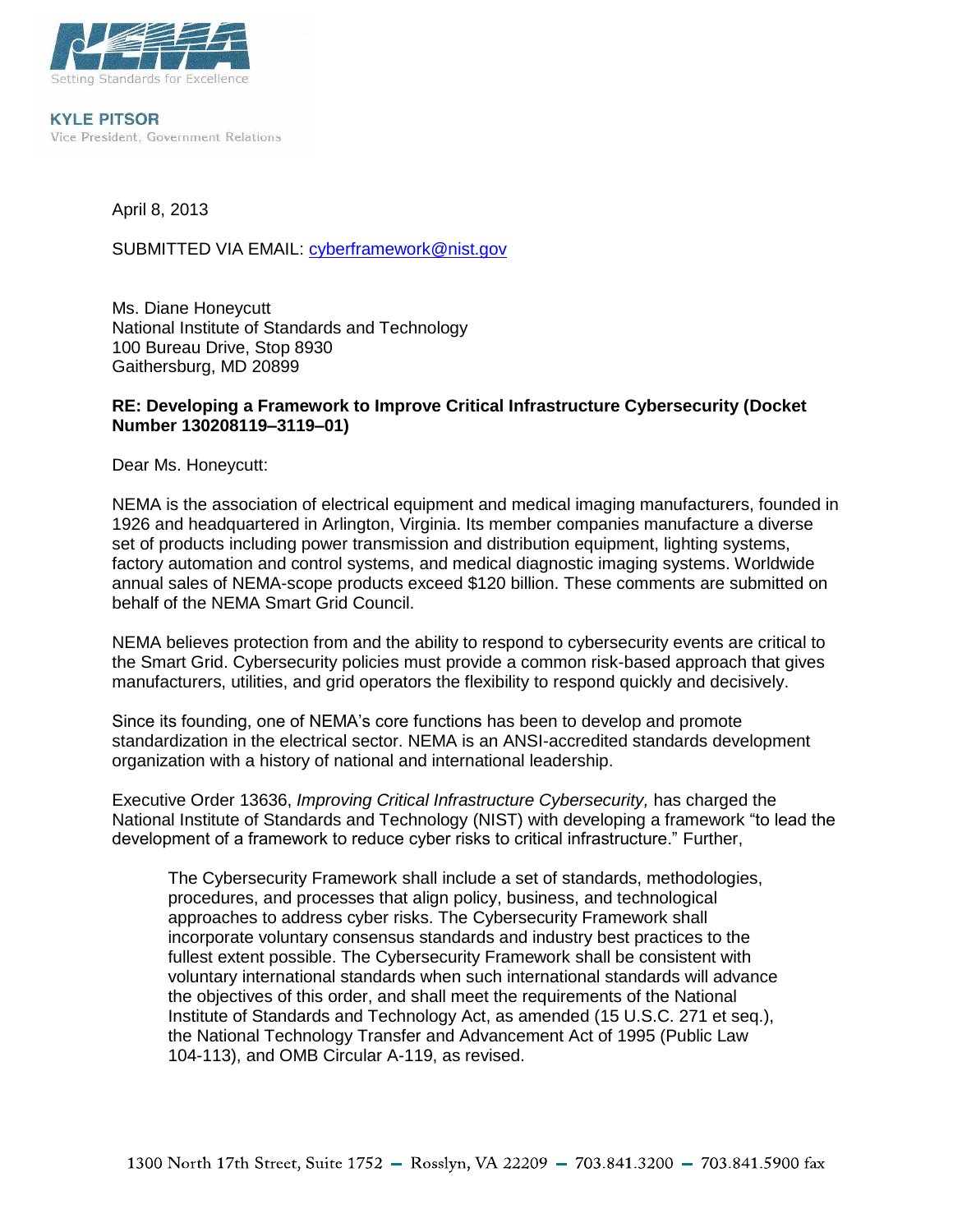NEMA

Setting Standards for Excellence

**KYLE PITSOR**
Vice President, Government Relations

April 8, 2013

SUBMITTED VIA EMAIL: cyberframework@nist.gov

Ms. Diane Honeycutt
National Institute of Standards and Technology
100 Bureau Drive, Stop 8930
Gaithersburg, MD 20899

**RE: Developing a Framework to Improve Critical Infrastructure Cybersecurity (Docket Number 130208119–3119–01)**

Dear Ms. Honeycutt:

NEMA is the association of electrical equipment and medical imaging manufacturers, founded in 1926 and headquartered in Arlington, Virginia. Its member companies manufacture a diverse set of products including power transmission and distribution equipment, lighting systems, factory automation and control systems, and medical diagnostic imaging systems. Worldwide annual sales of NEMA-scope products exceed $120 billion. These comments are submitted on behalf of the NEMA Smart Grid Council.

NEMA believes protection from and the ability to respond to cybersecurity events are critical to the Smart Grid. Cybersecurity policies must provide a common risk-based approach that gives manufacturers, utilities, and grid operators the flexibility to respond quickly and decisively.

Since its founding, one of NEMA's core functions has been to develop and promote standardization in the electrical sector. NEMA is an ANSI-accredited standards development organization with a history of national and international leadership.

Executive Order 13636, *Improving Critical Infrastructure Cybersecurity,* has charged the National Institute of Standards and Technology (NIST) with developing a framework "to lead the development of a framework to reduce cyber risks to critical infrastructure." Further,

> The Cybersecurity Framework shall include a set of standards, methodologies, procedures, and processes that align policy, business, and technological approaches to address cyber risks. The Cybersecurity Framework shall incorporate voluntary consensus standards and industry best practices to the fullest extent possible. The Cybersecurity Framework shall be consistent with voluntary international standards when such international standards will advance the objectives of this order, and shall meet the requirements of the National Institute of Standards and Technology Act, as amended (15 U.S.C. 271 et seq.), the National Technology Transfer and Advancement Act of 1995 (Public Law 104-113), and OMB Circular A-119, as revised.

1300 North 17th Street, Suite 1752 — Rosslyn, VA 22209 — 703.841.3200 — 703.841.5900 fax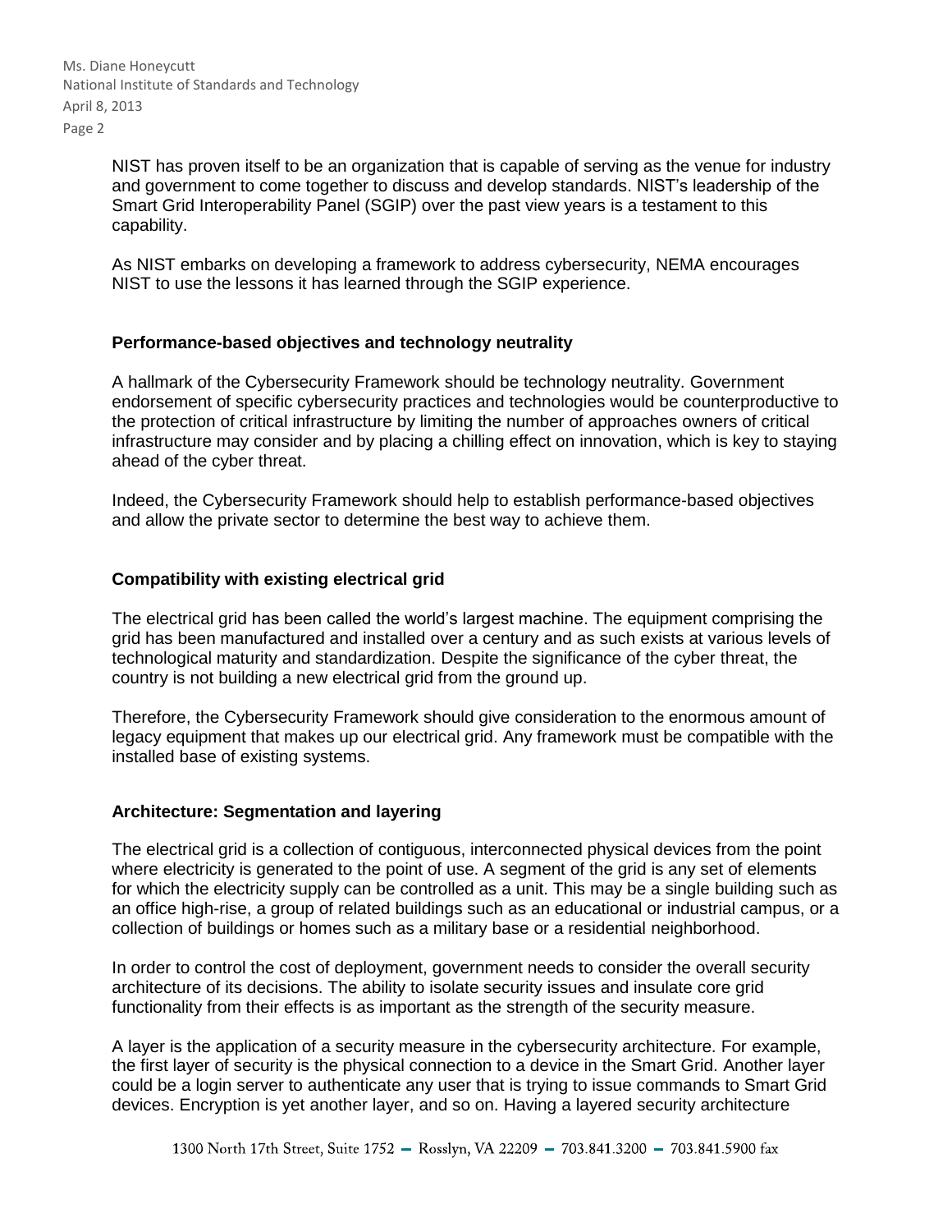NIST has proven itself to be an organization that is capable of serving as the venue for industry and government to come together to discuss and develop standards. NIST's leadership of the Smart Grid Interoperability Panel (SGIP) over the past view years is a testament to this capability.

As NIST embarks on developing a framework to address cybersecurity, NEMA encourages NIST to use the lessons it has learned through the SGIP experience.

**Performance-based objectives and technology neutrality**

A hallmark of the Cybersecurity Framework should be technology neutrality. Government endorsement of specific cybersecurity practices and technologies would be counterproductive to the protection of critical infrastructure by limiting the number of approaches owners of critical infrastructure may consider and by placing a chilling effect on innovation, which is key to staying ahead of the cyber threat.

Indeed, the Cybersecurity Framework should help to establish performance-based objectives and allow the private sector to determine the best way to achieve them.

**Compatibility with existing electrical grid**

The electrical grid has been called the world's largest machine. The equipment comprising the grid has been manufactured and installed over a century and as such exists at various levels of technological maturity and standardization. Despite the significance of the cyber threat, the country is not building a new electrical grid from the ground up.

Therefore, the Cybersecurity Framework should give consideration to the enormous amount of legacy equipment that makes up our electrical grid. Any framework must be compatible with the installed base of existing systems.

**Architecture: Segmentation and layering**

The electrical grid is a collection of contiguous, interconnected physical devices from the point where electricity is generated to the point of use. A segment of the grid is any set of elements for which the electricity supply can be controlled as a unit. This may be a single building such as an office high-rise, a group of related buildings such as an educational or industrial campus, or a collection of buildings or homes such as a military base or a residential neighborhood.

In order to control the cost of deployment, government needs to consider the overall security architecture of its decisions. The ability to isolate security issues and insulate core grid functionality from their effects is as important as the strength of the security measure.

A layer is the application of a security measure in the cybersecurity architecture. For example, the first layer of security is the physical connection to a device in the Smart Grid. Another layer could be a login server to authenticate any user that is trying to issue commands to Smart Grid devices. Encryption is yet another layer, and so on. Having a layered security architecture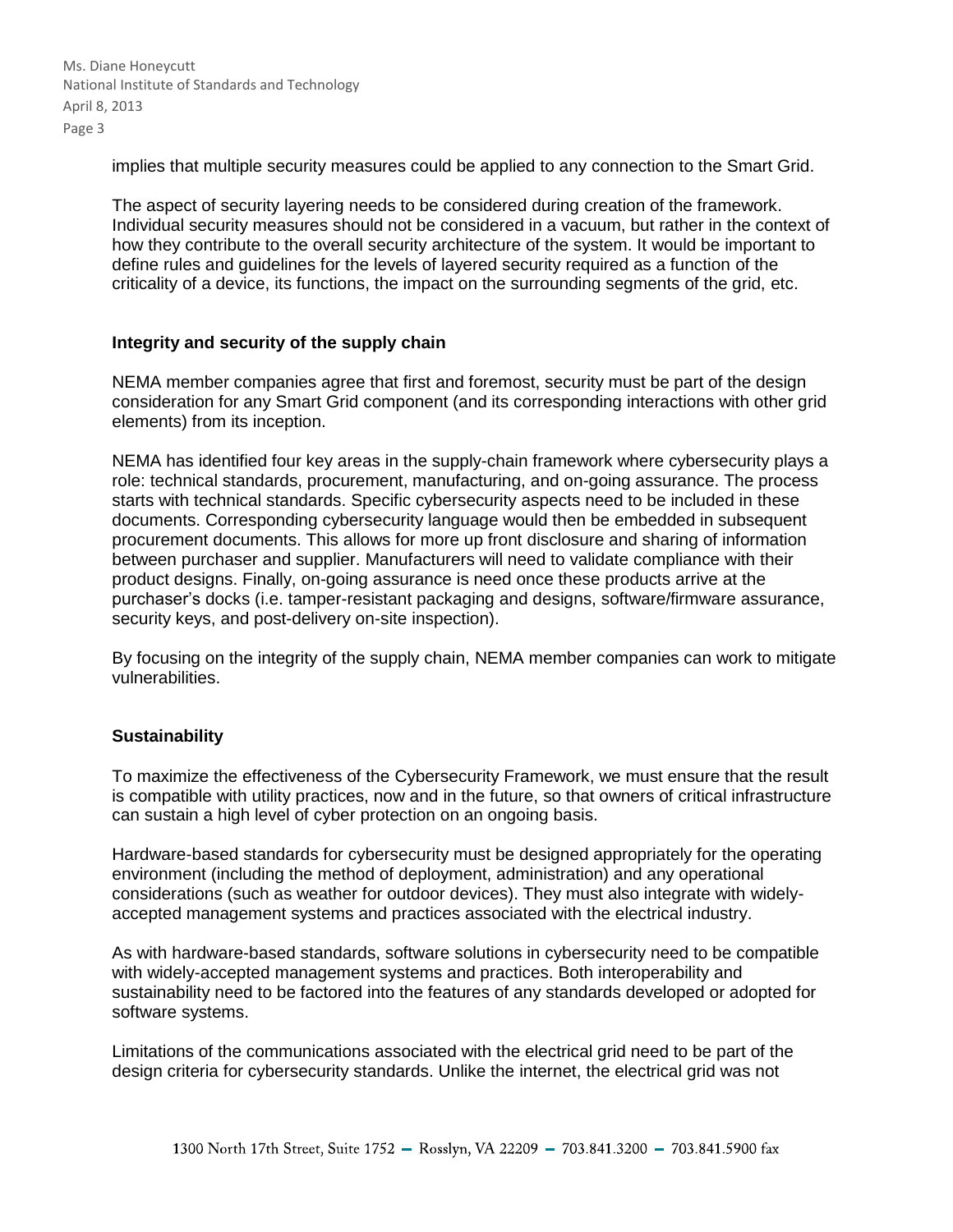implies that multiple security measures could be applied to any connection to the Smart Grid.

The aspect of security layering needs to be considered during creation of the framework. Individual security measures should not be considered in a vacuum, but rather in the context of how they contribute to the overall security architecture of the system. It would be important to define rules and guidelines for the levels of layered security required as a function of the criticality of a device, its functions, the impact on the surrounding segments of the grid, etc.

**Integrity and security of the supply chain**

NEMA member companies agree that first and foremost, security must be part of the design consideration for any Smart Grid component (and its corresponding interactions with other grid elements) from its inception.

NEMA has identified four key areas in the supply-chain framework where cybersecurity plays a role: technical standards, procurement, manufacturing, and on-going assurance. The process starts with technical standards. Specific cybersecurity aspects need to be included in these documents. Corresponding cybersecurity language would then be embedded in subsequent procurement documents. This allows for more up front disclosure and sharing of information between purchaser and supplier. Manufacturers will need to validate compliance with their product designs. Finally, on-going assurance is need once these products arrive at the purchaser's docks (i.e. tamper-resistant packaging and designs, software/firmware assurance, security keys, and post-delivery on-site inspection).

By focusing on the integrity of the supply chain, NEMA member companies can work to mitigate vulnerabilities.

**Sustainability**

To maximize the effectiveness of the Cybersecurity Framework, we must ensure that the result is compatible with utility practices, now and in the future, so that owners of critical infrastructure can sustain a high level of cyber protection on an ongoing basis.

Hardware-based standards for cybersecurity must be designed appropriately for the operating environment (including the method of deployment, administration) and any operational considerations (such as weather for outdoor devices). They must also integrate with widely-accepted management systems and practices associated with the electrical industry.

As with hardware-based standards, software solutions in cybersecurity need to be compatible with widely-accepted management systems and practices. Both interoperability and sustainability need to be factored into the features of any standards developed or adopted for software systems.

Limitations of the communications associated with the electrical grid need to be part of the design criteria for cybersecurity standards. Unlike the internet, the electrical grid was not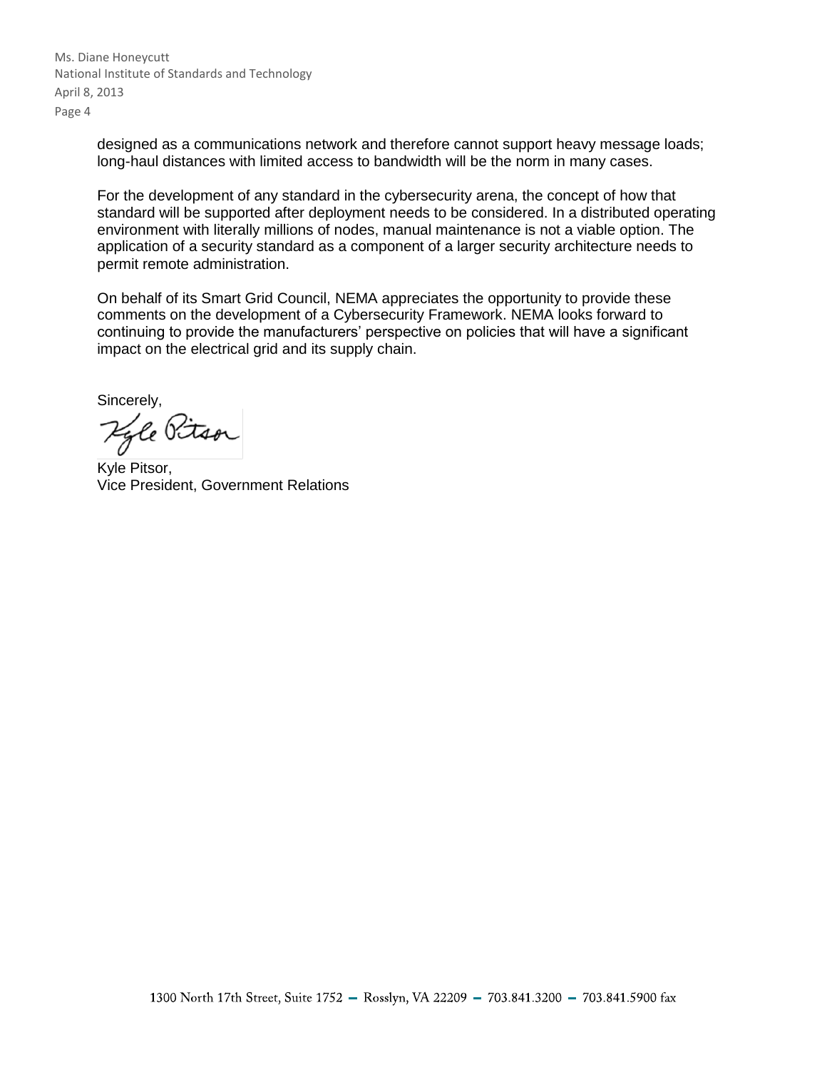designed as a communications network and therefore cannot support heavy message loads; long-haul distances with limited access to bandwidth will be the norm in many cases.

For the development of any standard in the cybersecurity arena, the concept of how that standard will be supported after deployment needs to be considered. In a distributed operating environment with literally millions of nodes, manual maintenance is not a viable option. The application of a security standard as a component of a larger security architecture needs to permit remote administration.

On behalf of its Smart Grid Council, NEMA appreciates the opportunity to provide these comments on the development of a Cybersecurity Framework. NEMA looks forward to continuing to provide the manufacturers' perspective on policies that will have a significant impact on the electrical grid and its supply chain.

Sincerely,

Kyle Pitsor,
Vice President, Government Relations